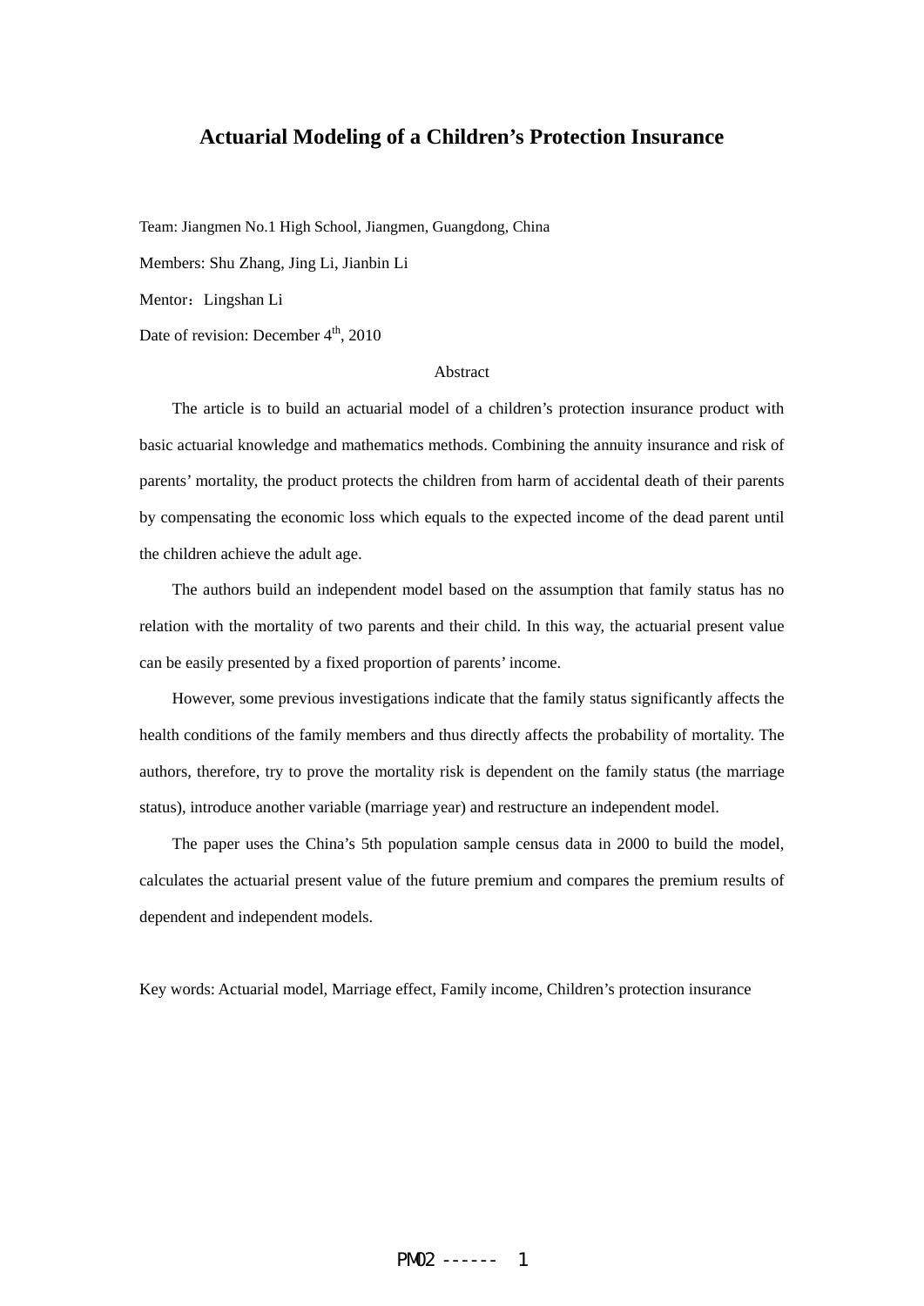# Actuarial Modeling of a Children's Protection Insurance

Team: Jiangmen No.1 High School, Jiangmen, Guangdong, China

Members: Shu Zhang, Jing Li, Jianbin Li

Mentor：Lingshan Li

Date of revision: December 4th, 2010

## Abstract

The article is to build an actuarial model of a children's protection insurance product with basic actuarial knowledge and mathematics methods. Combining the annuity insurance and risk of parents' mortality, the product protects the children from harm of accidental death of their parents by compensating the economic loss which equals to the expected income of the dead parent until the children achieve the adult age.

The authors build an independent model based on the assumption that family status has no relation with the mortality of two parents and their child. In this way, the actuarial present value can be easily presented by a fixed proportion of parents' income.

However, some previous investigations indicate that the family status significantly affects the health conditions of the family members and thus directly affects the probability of mortality. The authors, therefore, try to prove the mortality risk is dependent on the family status (the marriage status), introduce another variable (marriage year) and restructure an independent model.

The paper uses the China's 5th population sample census data in 2000 to build the model, calculates the actuarial present value of the future premium and compares the premium results of dependent and independent models.

Key words: Actuarial model, Marriage effect, Family income, Children's protection insurance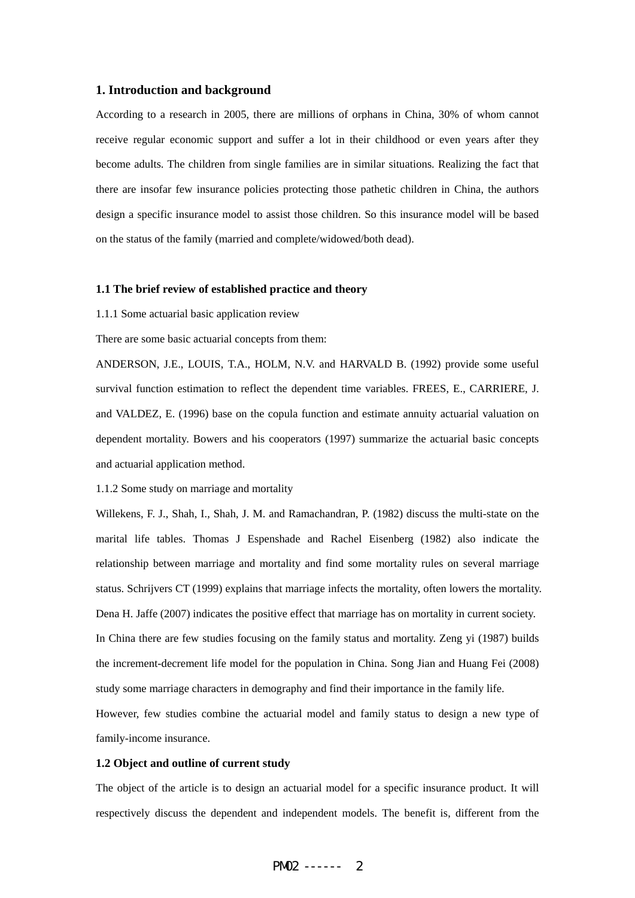## 1. Introduction and background

According to a research in 2005, there are millions of orphans in China, 30% of whom cannot receive regular economic support and suffer a lot in their childhood or even years after they become adults. The children from single families are in similar situations. Realizing the fact that there are insofar few insurance policies protecting those pathetic children in China, the authors design a specific insurance model to assist those children. So this insurance model will be based on the status of the family (married and complete/widowed/both dead).

### 1.1 The brief review of established practice and theory

1.1.1 Some actuarial basic application review

There are some basic actuarial concepts from them:

ANDERSON, J.E., LOUIS, T.A., HOLM, N.V. and HARVALD B. (1992) provide some useful survival function estimation to reflect the dependent time variables. FREES, E., CARRIERE, J. and VALDEZ, E. (1996) base on the copula function and estimate annuity actuarial valuation on dependent mortality. Bowers and his cooperators (1997) summarize the actuarial basic concepts and actuarial application method.

1.1.2 Some study on marriage and mortality

Willekens, F. J., Shah, I., Shah, J. M. and Ramachandran, P. (1982) discuss the multi-state on the marital life tables. Thomas J Espenshade and Rachel Eisenberg (1982) also indicate the relationship between marriage and mortality and find some mortality rules on several marriage status. Schrijvers CT (1999) explains that marriage infects the mortality, often lowers the mortality. Dena H. Jaffe (2007) indicates the positive effect that marriage has on mortality in current society.

In China there are few studies focusing on the family status and mortality. Zeng yi (1987) builds the increment-decrement life model for the population in China. Song Jian and Huang Fei (2008) study some marriage characters in demography and find their importance in the family life.

However, few studies combine the actuarial model and family status to design a new type of family-income insurance.

### 1.2 Object and outline of current study

The object of the article is to design an actuarial model for a specific insurance product. It will respectively discuss the dependent and independent models. The benefit is, different from the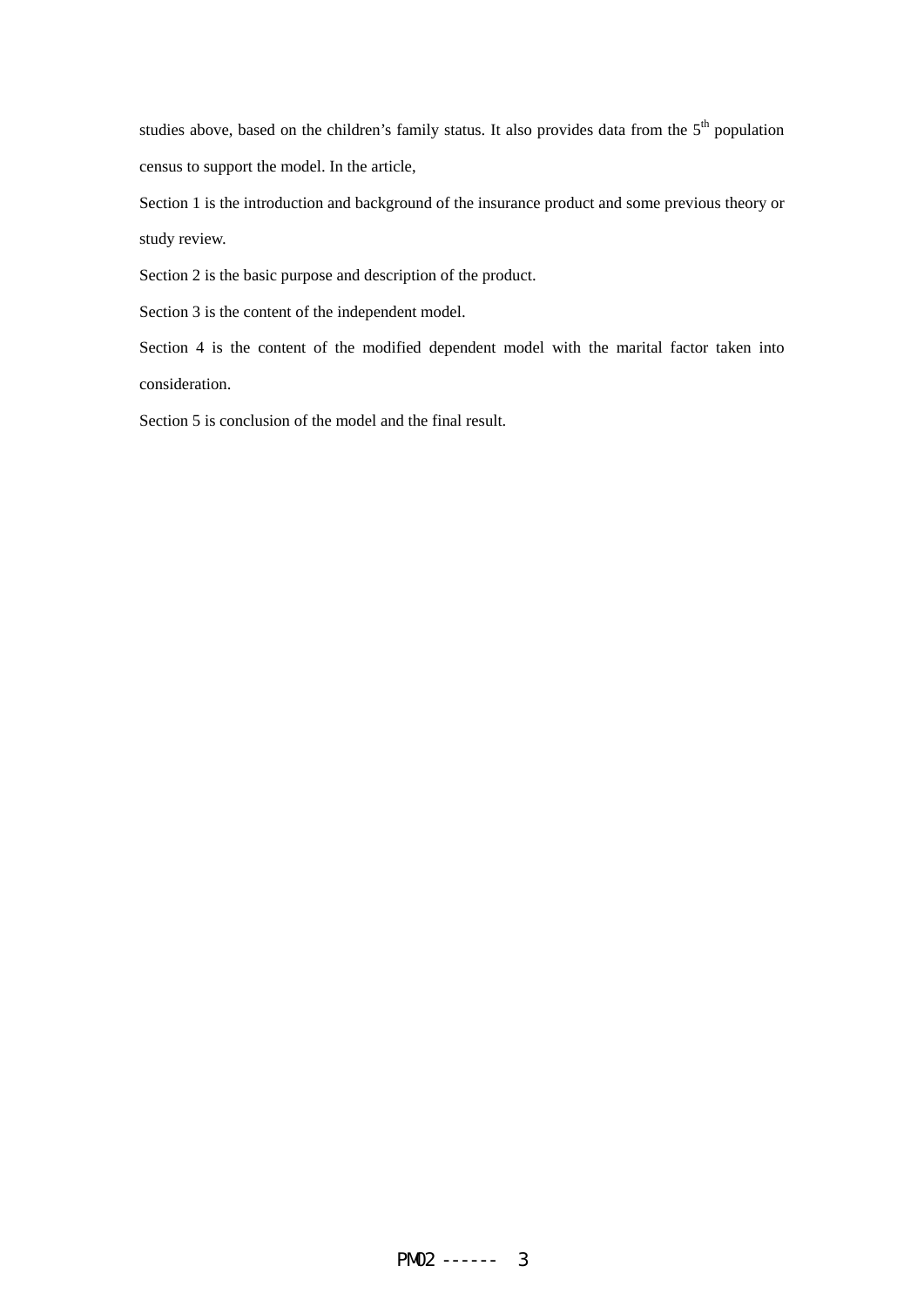studies above, based on the children's family status. It also provides data from the 5th population census to support the model. In the article,

Section 1 is the introduction and background of the insurance product and some previous theory or study review.

Section 2 is the basic purpose and description of the product.

Section 3 is the content of the independent model.

Section 4 is the content of the modified dependent model with the marital factor taken into consideration.

Section 5 is conclusion of the model and the final result.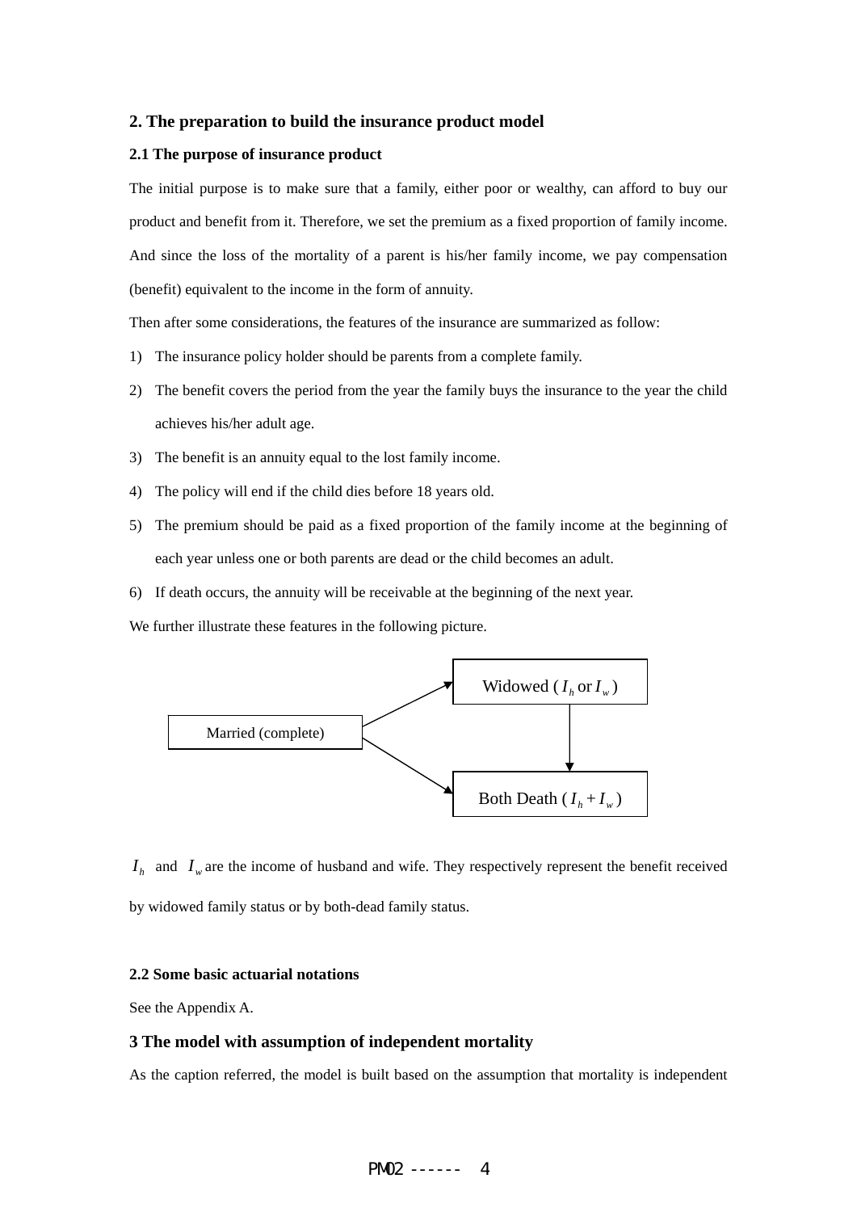## 2. The preparation to build the insurance product model

### 2.1 The purpose of insurance product

The initial purpose is to make sure that a family, either poor or wealthy, can afford to buy our product and benefit from it. Therefore, we set the premium as a fixed proportion of family income. And since the loss of the mortality of a parent is his/her family income, we pay compensation (benefit) equivalent to the income in the form of annuity.

Then after some considerations, the features of the insurance are summarized as follow:

1) The insurance policy holder should be parents from a complete family.
2) The benefit covers the period from the year the family buys the insurance to the year the child achieves his/her adult age.
3) The benefit is an annuity equal to the lost family income.
4) The policy will end if the child dies before 18 years old.
5) The premium should be paid as a fixed proportion of the family income at the beginning of each year unless one or both parents are dead or the child becomes an adult.
6) If death occurs, the annuity will be receivable at the beginning of the next year.

We further illustrate these features in the following picture.

Married (complete) → Widowed ( $I_h$ or $I_w$ )

Married (complete) → Both Death ( $I_h + I_w$ )

Widowed ( $I_h$ or $I_w$ ) → Both Death ( $I_h + I_w$ )

$I_h$ and $I_w$ are the income of husband and wife. They respectively represent the benefit received by widowed family status or by both-dead family status.

### 2.2 Some basic actuarial notations

See the Appendix A.

## 3 The model with assumption of independent mortality

As the caption referred, the model is built based on the assumption that mortality is independent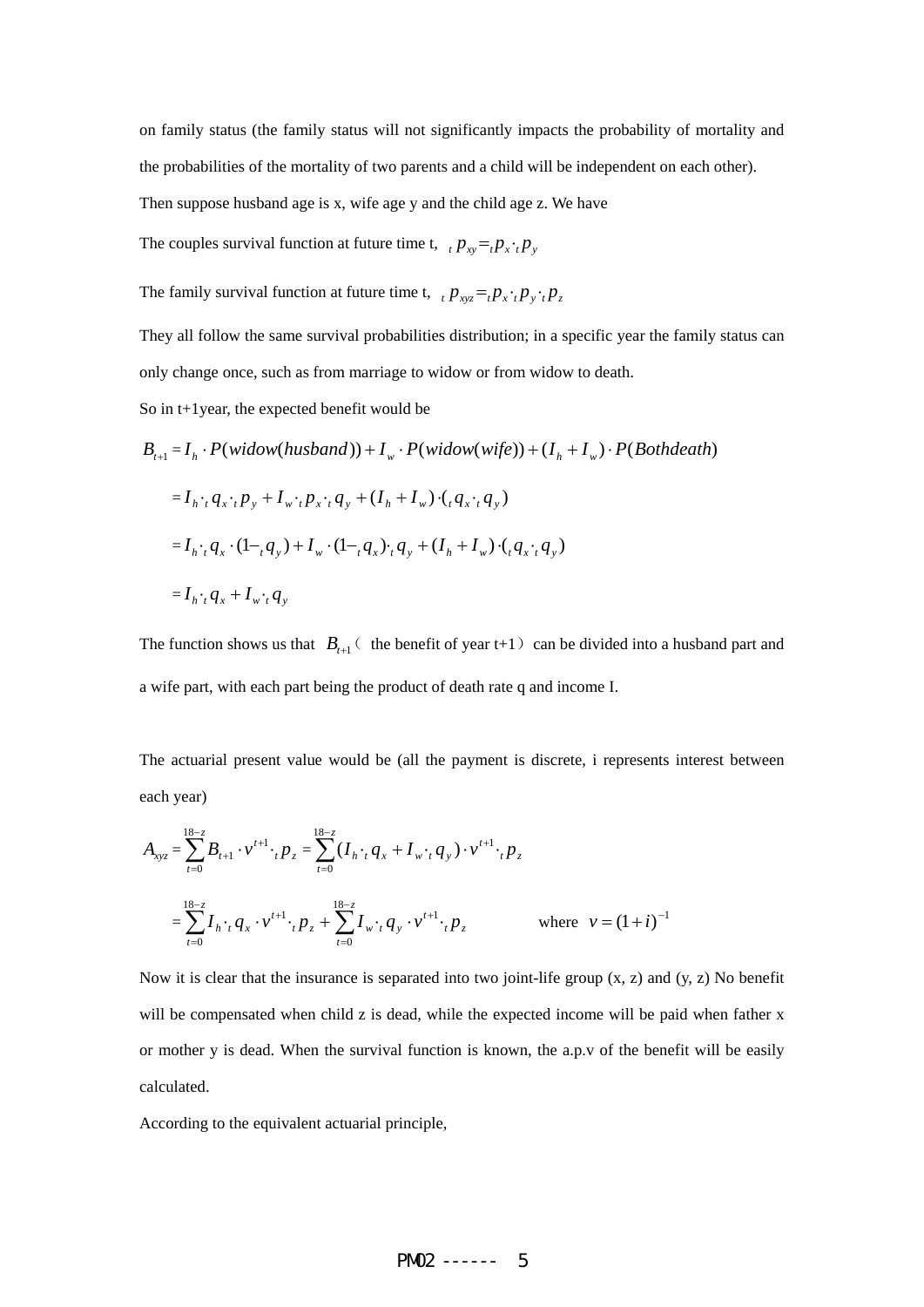on family status (the family status will not significantly impacts the probability of mortality and the probabilities of the mortality of two parents and a child will be independent on each other).

Then suppose husband age is x, wife age y and the child age z. We have

The couples survival function at future time t, ${}_t p_{xy} = {}_t p_x \cdot {}_t p_y$

The family survival function at future time t, ${}_t p_{xyz} = {}_t p_x \cdot {}_t p_y \cdot {}_t p_z$

They all follow the same survival probabilities distribution; in a specific year the family status can only change once, such as from marriage to widow or from widow to death.

So in t+1year, the expected benefit would be

$$
\begin{aligned}
B_{t+1} &= I_h \cdot P(widow(husband)) + I_w \cdot P(widow(wife)) + (I_h + I_w) \cdot P(Bothdeath) \\
&= I_h \cdot {}_t q_x \cdot {}_t p_y + I_w \cdot {}_t p_x \cdot {}_t q_y + (I_h + I_w) \cdot ({}_t q_x \cdot {}_t q_y) \\
&= I_h \cdot {}_t q_x \cdot (1 - {}_t q_y) + I_w \cdot (1 - {}_t q_x) \cdot {}_t q_y + (I_h + I_w) \cdot ({}_t q_x \cdot {}_t q_y) \\
&= I_h \cdot {}_t q_x + I_w \cdot {}_t q_y
\end{aligned}
$$

The function shows us that $B_{t+1}$ ( the benefit of year t+1 ) can be divided into a husband part and a wife part, with each part being the product of death rate q and income I.

The actuarial present value would be (all the payment is discrete, i represents interest between each year)

$$
\begin{aligned}
A_{xyz} &= \sum_{t=0}^{18-z} B_{t+1} \cdot v^{t+1} \cdot {}_t p_z = \sum_{t=0}^{18-z} (I_h \cdot {}_t q_x + I_w \cdot {}_t q_y) \cdot v^{t+1} \cdot {}_t p_z \\
&= \sum_{t=0}^{18-z} I_h \cdot {}_t q_x \cdot v^{t+1} \cdot {}_t p_z + \sum_{t=0}^{18-z} I_w \cdot {}_t q_y \cdot v^{t+1} \cdot {}_t p_z \qquad \text{where } v = (1+i)^{-1}
\end{aligned}
$$

Now it is clear that the insurance is separated into two joint-life group (x, z) and (y, z) No benefit will be compensated when child z is dead, while the expected income will be paid when father x or mother y is dead. When the survival function is known, the a.p.v of the benefit will be easily calculated.

According to the equivalent actuarial principle,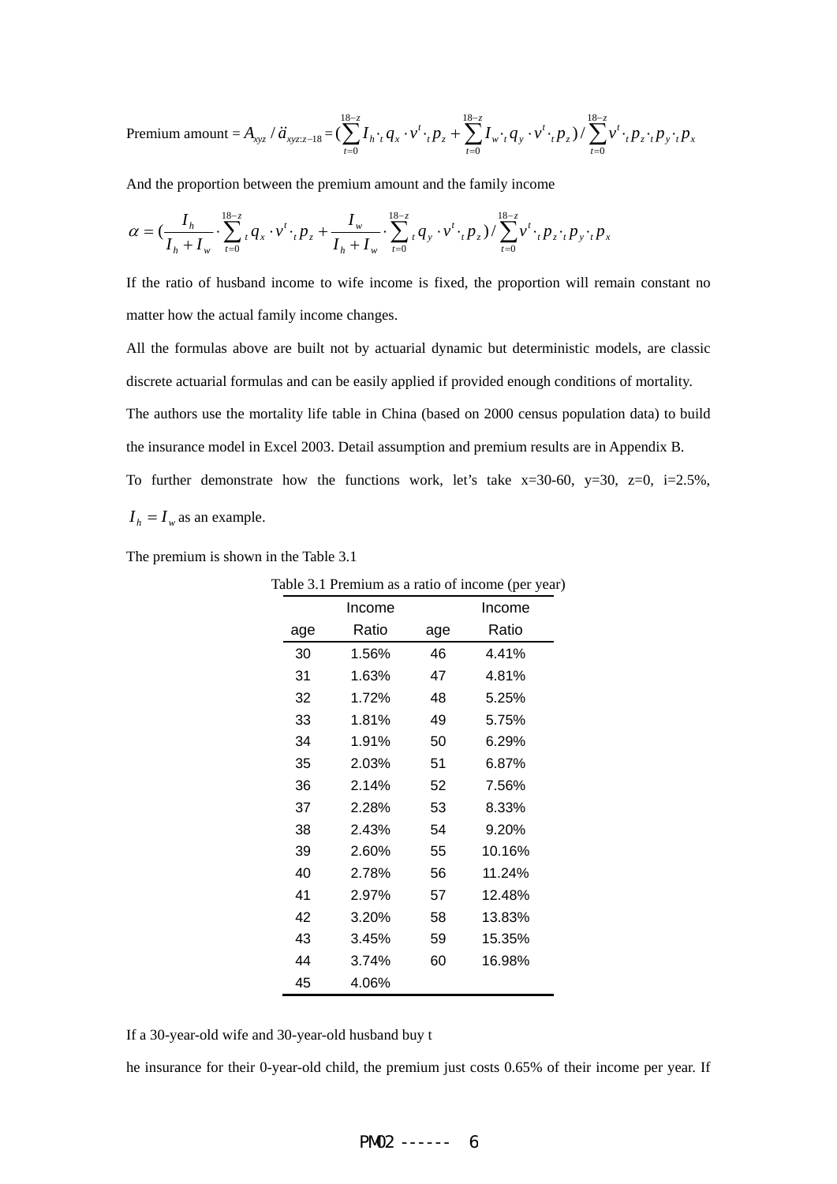Premium amount = $A_{xyz} / \ddot{a}_{xyz:z-18} = (\sum_{t=0}^{18-z} I_h \cdot {}_t q_x \cdot v^t \cdot {}_t p_z + \sum_{t=0}^{18-z} I_w \cdot {}_t q_y \cdot v^t \cdot {}_t p_z) / \sum_{t=0}^{18-z} v^t \cdot {}_t p_z \cdot {}_t p_y \cdot {}_t p_x$

And the proportion between the premium amount and the family income

$$\alpha = (\frac{I_h}{I_h + I_w} \cdot \sum_{t=0}^{18-z} {}_t q_x \cdot v^t \cdot {}_t p_z + \frac{I_w}{I_h + I_w} \cdot \sum_{t=0}^{18-z} {}_t q_y \cdot v^t \cdot {}_t p_z) / \sum_{t=0}^{18-z} v^t \cdot {}_t p_z \cdot {}_t p_y \cdot {}_t p_x$$

If the ratio of husband income to wife income is fixed, the proportion will remain constant no matter how the actual family income changes.

All the formulas above are built not by actuarial dynamic but deterministic models, are classic discrete actuarial formulas and can be easily applied if provided enough conditions of mortality.

The authors use the mortality life table in China (based on 2000 census population data) to build the insurance model in Excel 2003. Detail assumption and premium results are in Appendix B.

To further demonstrate how the functions work, let's take x=30-60, y=30, z=0, i=2.5%, $I_h = I_w$ as an example.

The premium is shown in the Table 3.1

Table 3.1 Premium as a ratio of income (per year)

| age | Income Ratio | age | Income Ratio |
|---|---|---|---|
| 30 | 1.56% | 46 | 4.41% |
| 31 | 1.63% | 47 | 4.81% |
| 32 | 1.72% | 48 | 5.25% |
| 33 | 1.81% | 49 | 5.75% |
| 34 | 1.91% | 50 | 6.29% |
| 35 | 2.03% | 51 | 6.87% |
| 36 | 2.14% | 52 | 7.56% |
| 37 | 2.28% | 53 | 8.33% |
| 38 | 2.43% | 54 | 9.20% |
| 39 | 2.60% | 55 | 10.16% |
| 40 | 2.78% | 56 | 11.24% |
| 41 | 2.97% | 57 | 12.48% |
| 42 | 3.20% | 58 | 13.83% |
| 43 | 3.45% | 59 | 15.35% |
| 44 | 3.74% | 60 | 16.98% |
| 45 | 4.06% | | |

If a 30-year-old wife and 30-year-old husband buy t

he insurance for their 0-year-old child, the premium just costs 0.65% of their income per year. If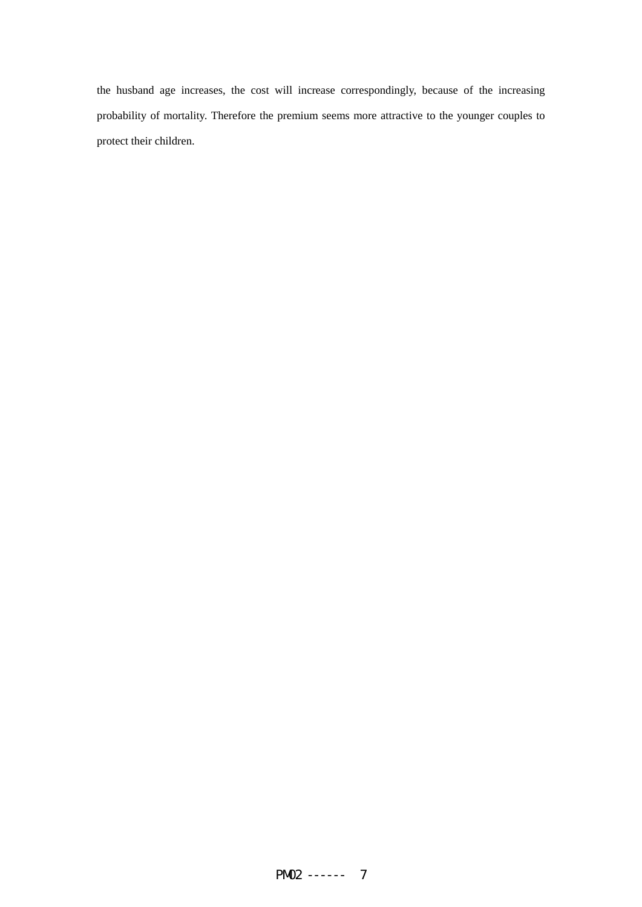the husband age increases, the cost will increase correspondingly, because of the increasing probability of mortality. Therefore the premium seems more attractive to the younger couples to protect their children.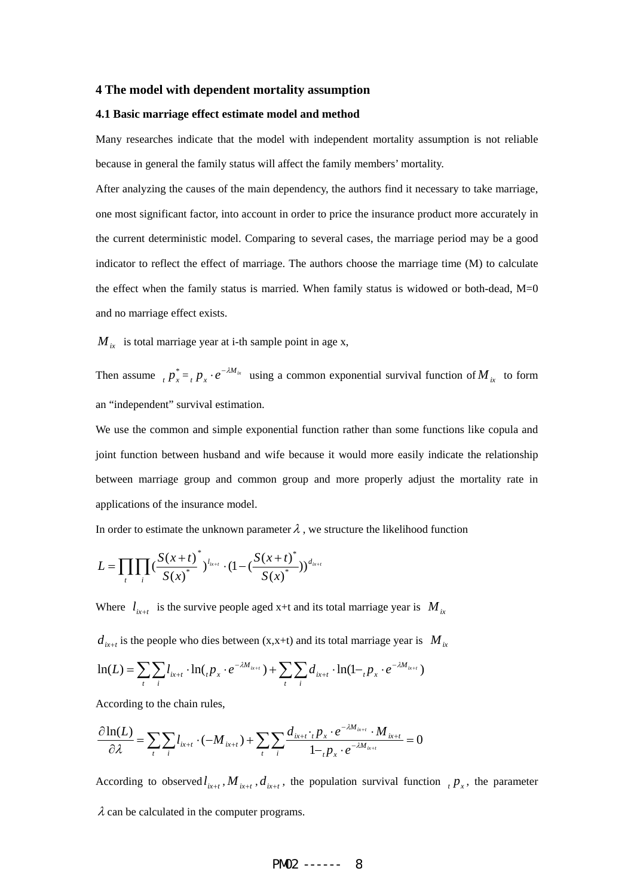## 4 The model with dependent mortality assumption

### 4.1 Basic marriage effect estimate model and method

Many researches indicate that the model with independent mortality assumption is not reliable because in general the family status will affect the family members' mortality.

After analyzing the causes of the main dependency, the authors find it necessary to take marriage, one most significant factor, into account in order to price the insurance product more accurately in the current deterministic model. Comparing to several cases, the marriage period may be a good indicator to reflect the effect of marriage. The authors choose the marriage time (M) to calculate the effect when the family status is married. When family status is widowed or both-dead, M=0 and no marriage effect exists.

$M_{ix}$ is total marriage year at i-th sample point in age x,

Then assume ${}_t p_x^* = {}_t p_x \cdot e^{-\lambda M_{ix}}$ using a common exponential survival function of $M_{ix}$ to form an "independent" survival estimation.

We use the common and simple exponential function rather than some functions like copula and joint function between husband and wife because it would more easily indicate the relationship between marriage group and common group and more properly adjust the mortality rate in applications of the insurance model.

In order to estimate the unknown parameter $\lambda$, we structure the likelihood function

$$L = \prod_t \prod_i \left(\frac{S(x+t)^*}{S(x)^*}\right)^{l_{ix+t}} \cdot \left(1 - \left(\frac{S(x+t)^*}{S(x)^*}\right)\right)^{d_{ix+t}}$$

Where $l_{ix+t}$ is the survive people aged x+t and its total marriage year is $M_{ix}$

$d_{ix+t}$ is the people who dies between (x,x+t) and its total marriage year is $M_{ix}$

$$\ln(L) = \sum_t \sum_i l_{ix+t} \cdot \ln({}_t p_x \cdot e^{-\lambda M_{ix+t}}) + \sum_t \sum_i d_{ix+t} \cdot \ln(1 - {}_t p_x \cdot e^{-\lambda M_{ix+t}})$$

According to the chain rules,

$$\frac{\partial \ln(L)}{\partial \lambda} = \sum_t \sum_i l_{ix+t} \cdot (-M_{ix+t}) + \sum_t \sum_i \frac{d_{ix+t} \cdot {}_t p_x \cdot e^{-\lambda M_{ix+t}} \cdot M_{ix+t}}{1 - {}_t p_x \cdot e^{-\lambda M_{ix+t}}} = 0$$

According to observed $l_{ix+t}, M_{ix+t}, d_{ix+t}$, the population survival function ${}_t p_x$, the parameter $\lambda$ can be calculated in the computer programs.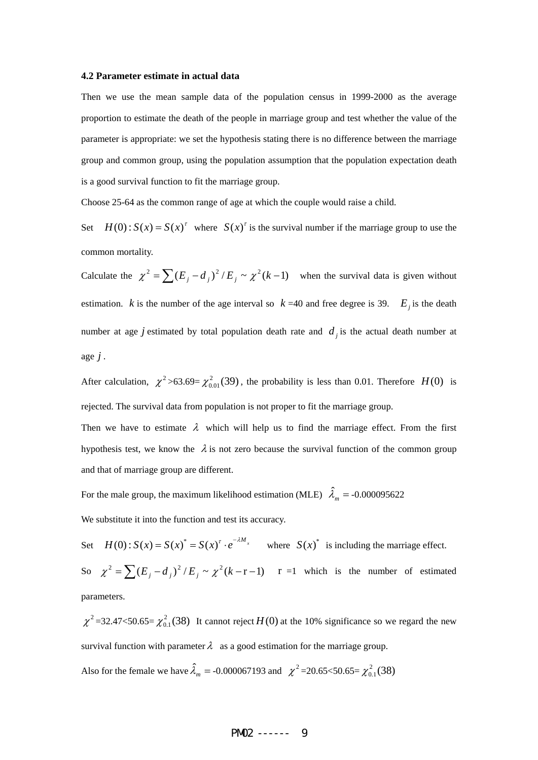### 4.2 Parameter estimate in actual data

Then we use the mean sample data of the population census in 1999-2000 as the average proportion to estimate the death of the people in marriage group and test whether the value of the parameter is appropriate: we set the hypothesis stating there is no difference between the marriage group and common group, using the population assumption that the population expectation death is a good survival function to fit the marriage group.

Choose 25-64 as the common range of age at which the couple would raise a child.

Set $H(0): S(x) = S(x)^{\tau}$ where $S(x)^{\tau}$ is the survival number if the marriage group to use the common mortality.

Calculate the $\chi^2 = \sum (E_j - d_j)^2 / E_j \sim \chi^2(k-1)$ when the survival data is given without estimation. $k$ is the number of the age interval so $k$ =40 and free degree is 39. $E_j$ is the death number at age $j$ estimated by total population death rate and $d_j$ is the actual death number at age $j$.

After calculation, $\chi^2 > 63.69 = \chi^2_{0.01}(39)$, the probability is less than 0.01. Therefore $H(0)$ is rejected. The survival data from population is not proper to fit the marriage group.

Then we have to estimate $\lambda$ which will help us to find the marriage effect. From the first hypothesis test, we know the $\lambda$ is not zero because the survival function of the common group and that of marriage group are different.

For the male group, the maximum likelihood estimation (MLE) $\hat{\lambda}_m =$ -0.000095622

We substitute it into the function and test its accuracy.

Set $H(0): S(x) = S(x)^* = S(x)^{\tau} \cdot e^{-\lambda M_x}$ where $S(x)^*$ is including the marriage effect.

So $\chi^2 = \sum (E_j - d_j)^2 / E_j \sim \chi^2(k - \mathrm{r} - 1)$ r =1 which is the number of estimated parameters.

$\chi^2$ =32.47<50.65= $\chi^2_{0.1}(38)$ It cannot reject $H(0)$ at the 10% significance so we regard the new survival function with parameter $\lambda$ as a good estimation for the marriage group.

Also for the female we have $\hat{\lambda}_m =$ -0.000067193 and $\chi^2$ =20.65<50.65= $\chi^2_{0.1}(38)$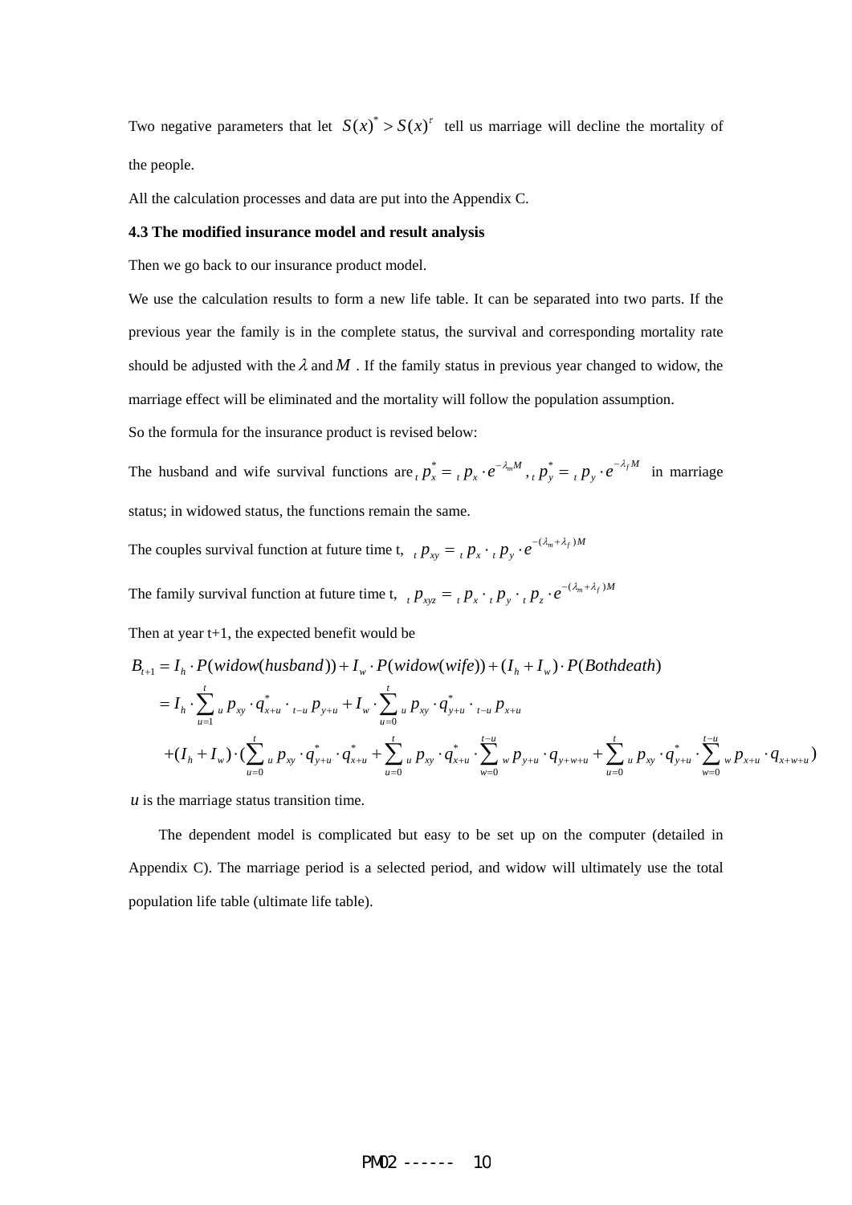Two negative parameters that let $S(x)^{*} > S(x)^{\tau}$ tell us marriage will decline the mortality of the people.

All the calculation processes and data are put into the Appendix C.

**4.3 The modified insurance model and result analysis**

Then we go back to our insurance product model.

We use the calculation results to form a new life table. It can be separated into two parts. If the previous year the family is in the complete status, the survival and corresponding mortality rate should be adjusted with the $\lambda$ and $M$ . If the family status in previous year changed to widow, the marriage effect will be eliminated and the mortality will follow the population assumption.

So the formula for the insurance product is revised below:

The husband and wife survival functions are ${}_t p_x^{*} = {}_t p_x \cdot e^{-\lambda_m M}$ , ${}_t p_y^{*} = {}_t p_y \cdot e^{-\lambda_f M}$ in marriage status; in widowed status, the functions remain the same.

The couples survival function at future time t, ${}_t p_{xy} = {}_t p_x \cdot {}_t p_y \cdot e^{-(\lambda_m + \lambda_f)M}$

The family survival function at future time t, ${}_t p_{xyz} = {}_t p_x \cdot {}_t p_y \cdot {}_t p_z \cdot e^{-(\lambda_m + \lambda_f)M}$

Then at year t+1, the expected benefit would be

$$
\begin{aligned}
B_{t+1} &= I_h \cdot P(widow(husband)) + I_w \cdot P(widow(wife)) + (I_h + I_w) \cdot P(Bothdeath) \\
&= I_h \cdot \sum_{u=1}^{t} {}_u p_{xy} \cdot q_{x+u}^{*} \cdot {}_{t-u} p_{y+u} + I_w \cdot \sum_{u=0}^{t} {}_u p_{xy} \cdot q_{y+u}^{*} \cdot {}_{t-u} p_{x+u} \\
&\quad + (I_h + I_w) \cdot \left( \sum_{u=0}^{t} {}_u p_{xy} \cdot q_{y+u}^{*} \cdot q_{x+u}^{*} + \sum_{u=0}^{t} {}_u p_{xy} \cdot q_{x+u}^{*} \cdot \sum_{w=0}^{t-u} {}_w p_{y+u} \cdot q_{y+w+u} + \sum_{u=0}^{t} {}_u p_{xy} \cdot q_{y+u}^{*} \cdot \sum_{w=0}^{t-u} {}_w p_{x+u} \cdot q_{x+w+u} \right)
\end{aligned}
$$

$u$ is the marriage status transition time.

The dependent model is complicated but easy to be set up on the computer (detailed in Appendix C). The marriage period is a selected period, and widow will ultimately use the total population life table (ultimate life table).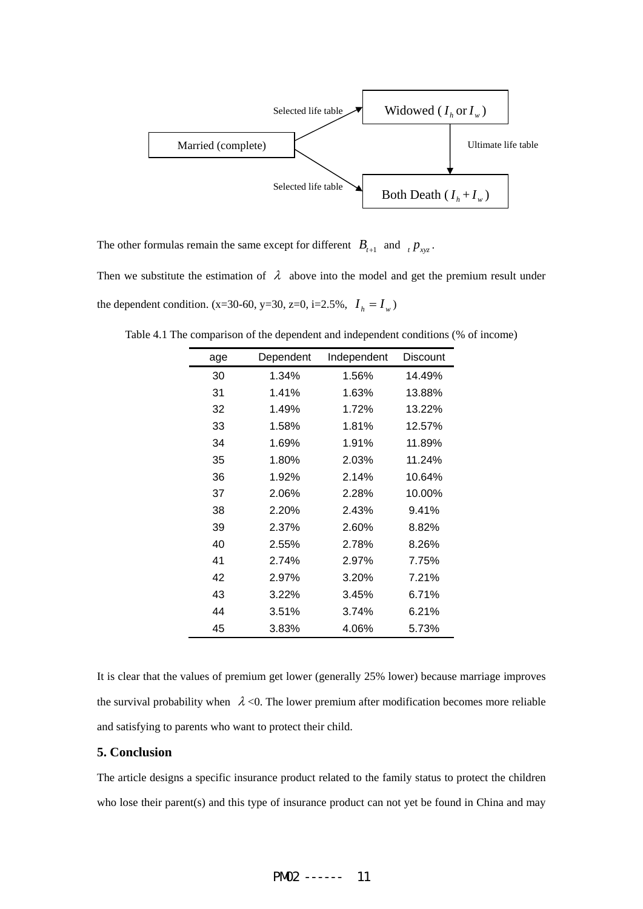Married (complete) → (Selected life table) → Widowed ($I_h$ or $I_w$)

Married (complete) → (Selected life table) → Both Death ($I_h + I_w$)

Widowed ($I_h$ or $I_w$) → (Ultimate life table) → Both Death ($I_h + I_w$)

The other formulas remain the same except for different $B_{t+1}$ and ${}_t p_{xyz}$.

Then we substitute the estimation of $\lambda$ above into the model and get the premium result under the dependent condition. (x=30-60, y=30, z=0, i=2.5%, $I_h = I_w$)

Table 4.1 The comparison of the dependent and independent conditions (% of income)

| age | Dependent | Independent | Discount |
|---|---|---|---|
| 30 | 1.34% | 1.56% | 14.49% |
| 31 | 1.41% | 1.63% | 13.88% |
| 32 | 1.49% | 1.72% | 13.22% |
| 33 | 1.58% | 1.81% | 12.57% |
| 34 | 1.69% | 1.91% | 11.89% |
| 35 | 1.80% | 2.03% | 11.24% |
| 36 | 1.92% | 2.14% | 10.64% |
| 37 | 2.06% | 2.28% | 10.00% |
| 38 | 2.20% | 2.43% | 9.41% |
| 39 | 2.37% | 2.60% | 8.82% |
| 40 | 2.55% | 2.78% | 8.26% |
| 41 | 2.74% | 2.97% | 7.75% |
| 42 | 2.97% | 3.20% | 7.21% |
| 43 | 3.22% | 3.45% | 6.71% |
| 44 | 3.51% | 3.74% | 6.21% |
| 45 | 3.83% | 4.06% | 5.73% |

It is clear that the values of premium get lower (generally 25% lower) because marriage improves the survival probability when $\lambda$<0. The lower premium after modification becomes more reliable and satisfying to parents who want to protect their child.

### 5. Conclusion

The article designs a specific insurance product related to the family status to protect the children who lose their parent(s) and this type of insurance product can not yet be found in China and may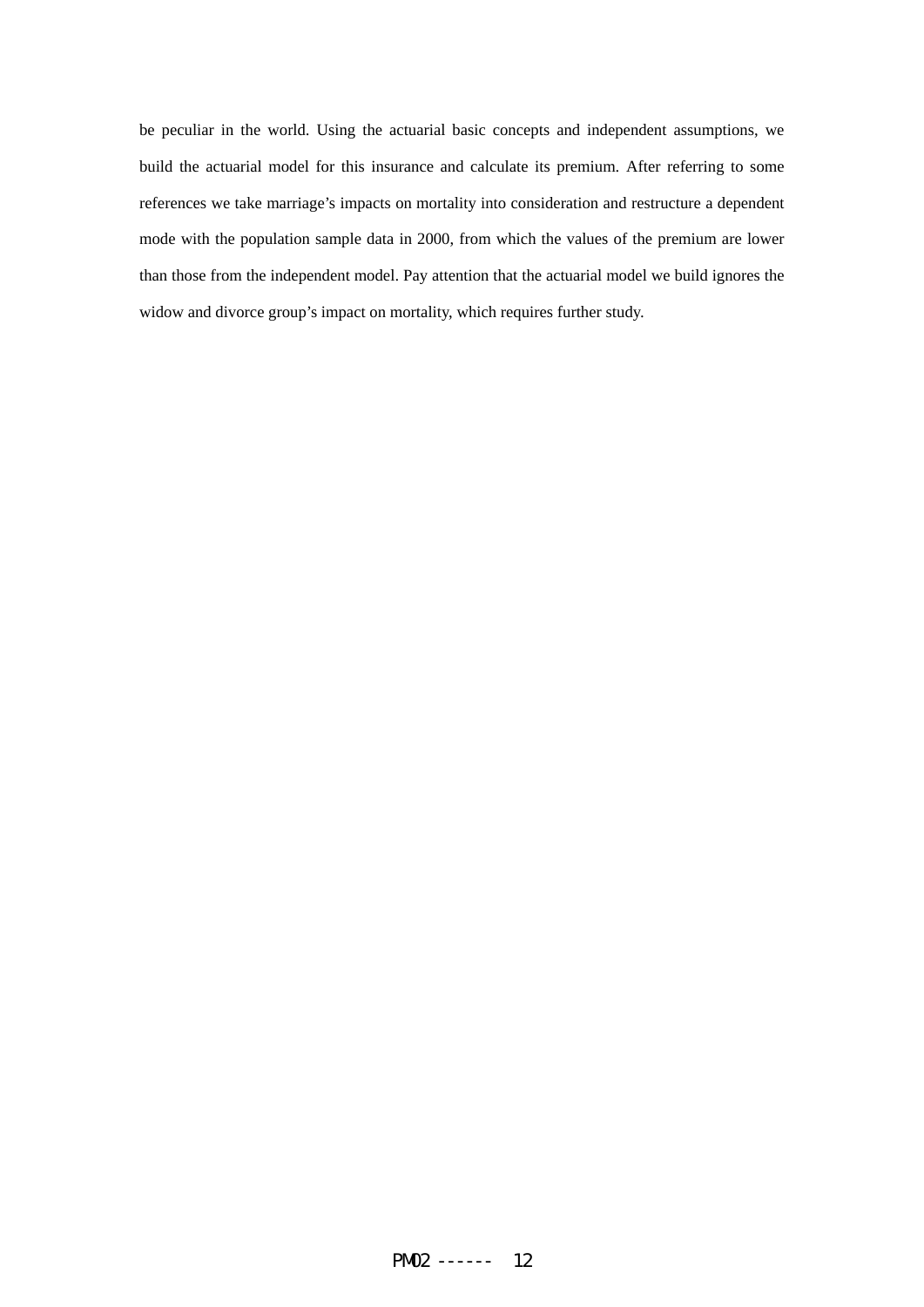be peculiar in the world. Using the actuarial basic concepts and independent assumptions, we build the actuarial model for this insurance and calculate its premium. After referring to some references we take marriage's impacts on mortality into consideration and restructure a dependent mode with the population sample data in 2000, from which the values of the premium are lower than those from the independent model. Pay attention that the actuarial model we build ignores the widow and divorce group's impact on mortality, which requires further study.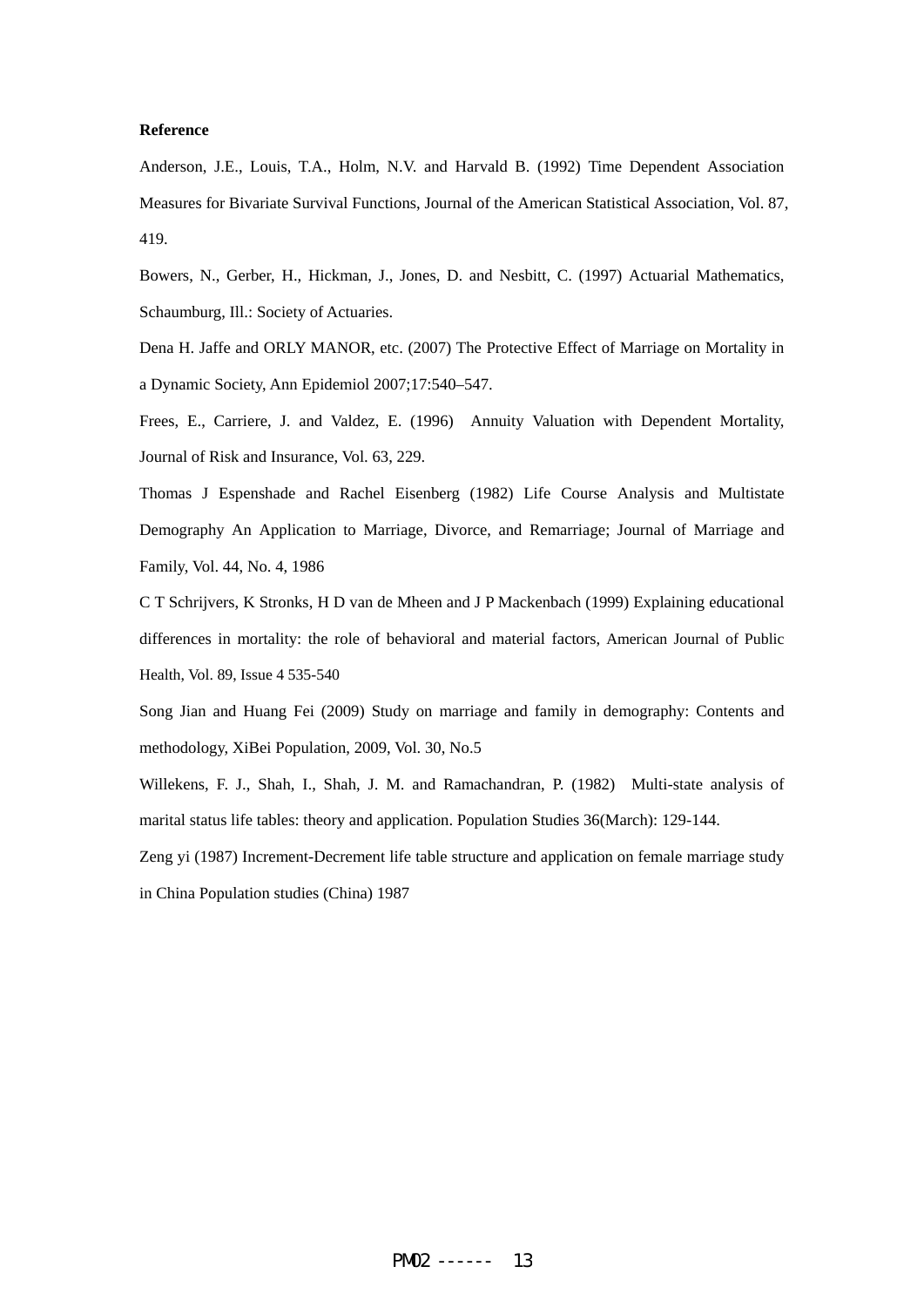**Reference**

Anderson, J.E., Louis, T.A., Holm, N.V. and Harvald B. (1992) Time Dependent Association Measures for Bivariate Survival Functions, Journal of the American Statistical Association, Vol. 87, 419.

Bowers, N., Gerber, H., Hickman, J., Jones, D. and Nesbitt, C. (1997) Actuarial Mathematics, Schaumburg, Ill.: Society of Actuaries.

Dena H. Jaffe and ORLY MANOR, etc. (2007) The Protective Effect of Marriage on Mortality in a Dynamic Society, Ann Epidemiol 2007;17:540–547.

Frees, E., Carriere, J. and Valdez, E. (1996) Annuity Valuation with Dependent Mortality, Journal of Risk and Insurance, Vol. 63, 229.

Thomas J Espenshade and Rachel Eisenberg (1982) Life Course Analysis and Multistate Demography An Application to Marriage, Divorce, and Remarriage; Journal of Marriage and Family, Vol. 44, No. 4, 1986

C T Schrijvers, K Stronks, H D van de Mheen and J P Mackenbach (1999) Explaining educational differences in mortality: the role of behavioral and material factors, American Journal of Public Health, Vol. 89, Issue 4 535-540

Song Jian and Huang Fei (2009) Study on marriage and family in demography: Contents and methodology, XiBei Population, 2009, Vol. 30, No.5

Willekens, F. J., Shah, I., Shah, J. M. and Ramachandran, P. (1982) Multi-state analysis of marital status life tables: theory and application. Population Studies 36(March): 129-144.

Zeng yi (1987) Increment-Decrement life table structure and application on female marriage study in China Population studies (China) 1987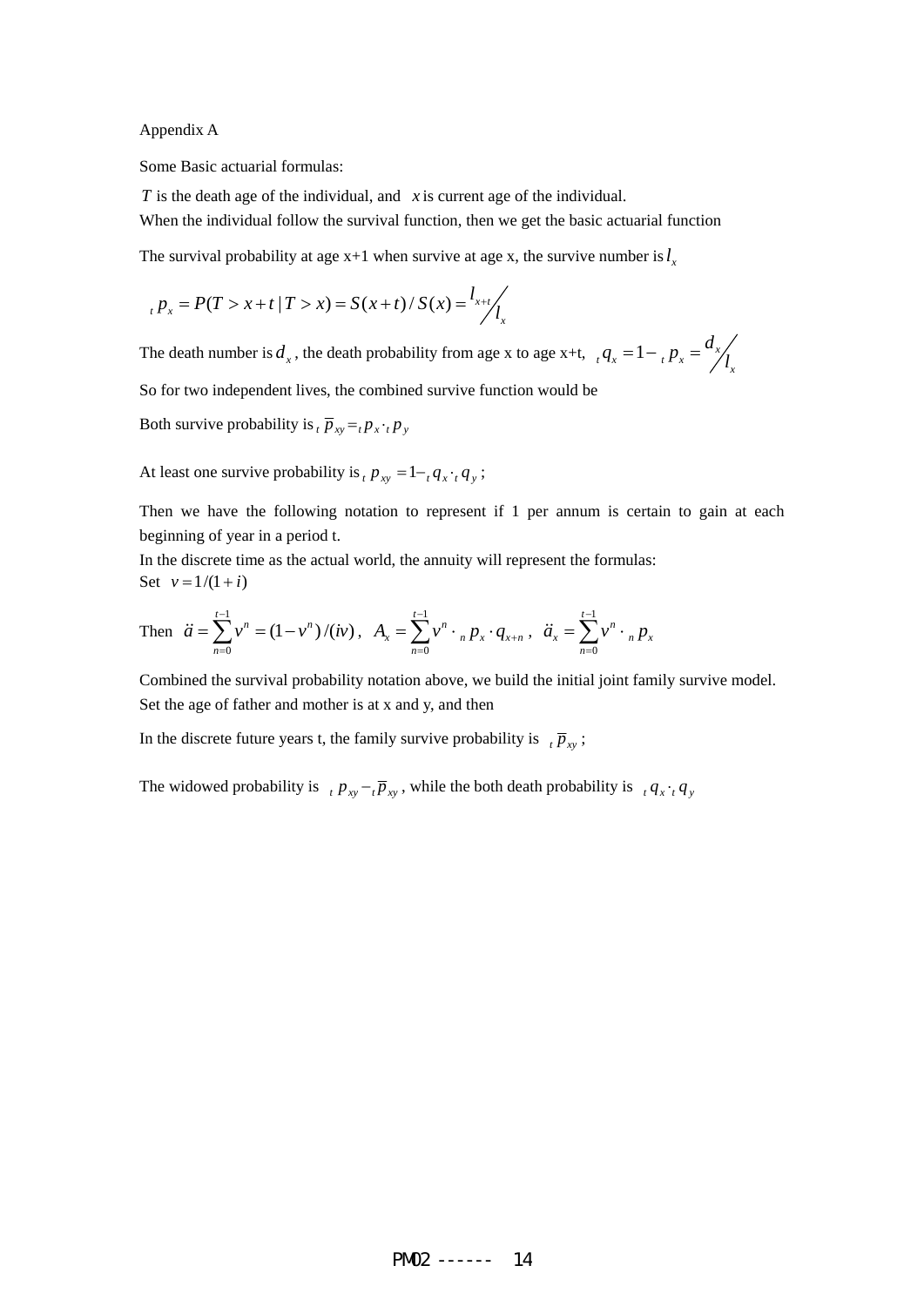Appendix A

Some Basic actuarial formulas:

$T$ is the death age of the individual, and $x$ is current age of the individual.
When the individual follow the survival function, then we get the basic actuarial function

The survival probability at age x+1 when survive at age x, the survive number is $l_x$

$$ {}_t p_x = P(T > x+t \mid T > x) = S(x+t)/S(x) = l_{x+t} / l_x $$

The death number is $d_x$, the death probability from age x to age x+t, ${}_t q_x = 1 - {}_t p_x = d_x / l_x$

So for two independent lives, the combined survive function would be

Both survive probability is ${}_t \overline{p}_{xy} = {}_t p_x \cdot {}_t p_y$

At least one survive probability is ${}_t p_{xy} = 1 - {}_t q_x \cdot {}_t q_y$ ;

Then we have the following notation to represent if 1 per annum is certain to gain at each beginning of year in a period t.
In the discrete time as the actual world, the annuity will represent the formulas:
Set $v = 1/(1+i)$

Then $\ddot{a} = \sum_{n=0}^{t-1} v^n = (1-v^n)/(iv)$ , $A_x = \sum_{n=0}^{t-1} v^n \cdot {}_n p_x \cdot q_{x+n}$ , $\ddot{a}_x = \sum_{n=0}^{t-1} v^n \cdot {}_n p_x$

Combined the survival probability notation above, we build the initial joint family survive model.
Set the age of father and mother is at x and y, and then

In the discrete future years t, the family survive probability is ${}_t \overline{p}_{xy}$ ;

The widowed probability is ${}_t p_{xy} - {}_t \overline{p}_{xy}$ , while the both death probability is ${}_t q_x \cdot {}_t q_y$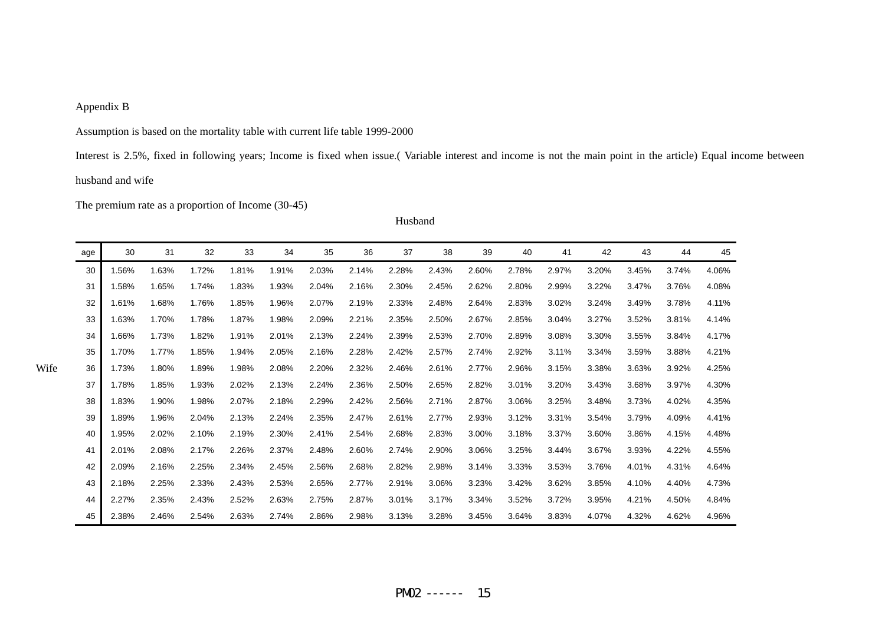Appendix B

Assumption is based on the mortality table with current life table 1999-2000

Interest is 2.5%, fixed in following years; Income is fixed when issue.( Variable interest and income is not the main point in the article) Equal income between husband and wife

The premium rate as a proportion of Income (30-45)

Husband

| | age | 30 | 31 | 32 | 33 | 34 | 35 | 36 | 37 | 38 | 39 | 40 | 41 | 42 | 43 | 44 | 45 |
|---|---|---|---|---|---|---|---|---|---|---|---|---|---|---|---|---|---|
| | 30 | 1.56% | 1.63% | 1.72% | 1.81% | 1.91% | 2.03% | 2.14% | 2.28% | 2.43% | 2.60% | 2.78% | 2.97% | 3.20% | 3.45% | 3.74% | 4.06% |
| | 31 | 1.58% | 1.65% | 1.74% | 1.83% | 1.93% | 2.04% | 2.16% | 2.30% | 2.45% | 2.62% | 2.80% | 2.99% | 3.22% | 3.47% | 3.76% | 4.08% |
| | 32 | 1.61% | 1.68% | 1.76% | 1.85% | 1.96% | 2.07% | 2.19% | 2.33% | 2.48% | 2.64% | 2.83% | 3.02% | 3.24% | 3.49% | 3.78% | 4.11% |
| | 33 | 1.63% | 1.70% | 1.78% | 1.87% | 1.98% | 2.09% | 2.21% | 2.35% | 2.50% | 2.67% | 2.85% | 3.04% | 3.27% | 3.52% | 3.81% | 4.14% |
| | 34 | 1.66% | 1.73% | 1.82% | 1.91% | 2.01% | 2.13% | 2.24% | 2.39% | 2.53% | 2.70% | 2.89% | 3.08% | 3.30% | 3.55% | 3.84% | 4.17% |
| | 35 | 1.70% | 1.77% | 1.85% | 1.94% | 2.05% | 2.16% | 2.28% | 2.42% | 2.57% | 2.74% | 2.92% | 3.11% | 3.34% | 3.59% | 3.88% | 4.21% |
| Wife | 36 | 1.73% | 1.80% | 1.89% | 1.98% | 2.08% | 2.20% | 2.32% | 2.46% | 2.61% | 2.77% | 2.96% | 3.15% | 3.38% | 3.63% | 3.92% | 4.25% |
| | 37 | 1.78% | 1.85% | 1.93% | 2.02% | 2.13% | 2.24% | 2.36% | 2.50% | 2.65% | 2.82% | 3.01% | 3.20% | 3.43% | 3.68% | 3.97% | 4.30% |
| | 38 | 1.83% | 1.90% | 1.98% | 2.07% | 2.18% | 2.29% | 2.42% | 2.56% | 2.71% | 2.87% | 3.06% | 3.25% | 3.48% | 3.73% | 4.02% | 4.35% |
| | 39 | 1.89% | 1.96% | 2.04% | 2.13% | 2.24% | 2.35% | 2.47% | 2.61% | 2.77% | 2.93% | 3.12% | 3.31% | 3.54% | 3.79% | 4.09% | 4.41% |
| | 40 | 1.95% | 2.02% | 2.10% | 2.19% | 2.30% | 2.41% | 2.54% | 2.68% | 2.83% | 3.00% | 3.18% | 3.37% | 3.60% | 3.86% | 4.15% | 4.48% |
| | 41 | 2.01% | 2.08% | 2.17% | 2.26% | 2.37% | 2.48% | 2.60% | 2.74% | 2.90% | 3.06% | 3.25% | 3.44% | 3.67% | 3.93% | 4.22% | 4.55% |
| | 42 | 2.09% | 2.16% | 2.25% | 2.34% | 2.45% | 2.56% | 2.68% | 2.82% | 2.98% | 3.14% | 3.33% | 3.53% | 3.76% | 4.01% | 4.31% | 4.64% |
| | 43 | 2.18% | 2.25% | 2.33% | 2.43% | 2.53% | 2.65% | 2.77% | 2.91% | 3.06% | 3.23% | 3.42% | 3.62% | 3.85% | 4.10% | 4.40% | 4.73% |
| | 44 | 2.27% | 2.35% | 2.43% | 2.52% | 2.63% | 2.75% | 2.87% | 3.01% | 3.17% | 3.34% | 3.52% | 3.72% | 3.95% | 4.21% | 4.50% | 4.84% |
| | 45 | 2.38% | 2.46% | 2.54% | 2.63% | 2.74% | 2.86% | 2.98% | 3.13% | 3.28% | 3.45% | 3.64% | 3.83% | 4.07% | 4.32% | 4.62% | 4.96% |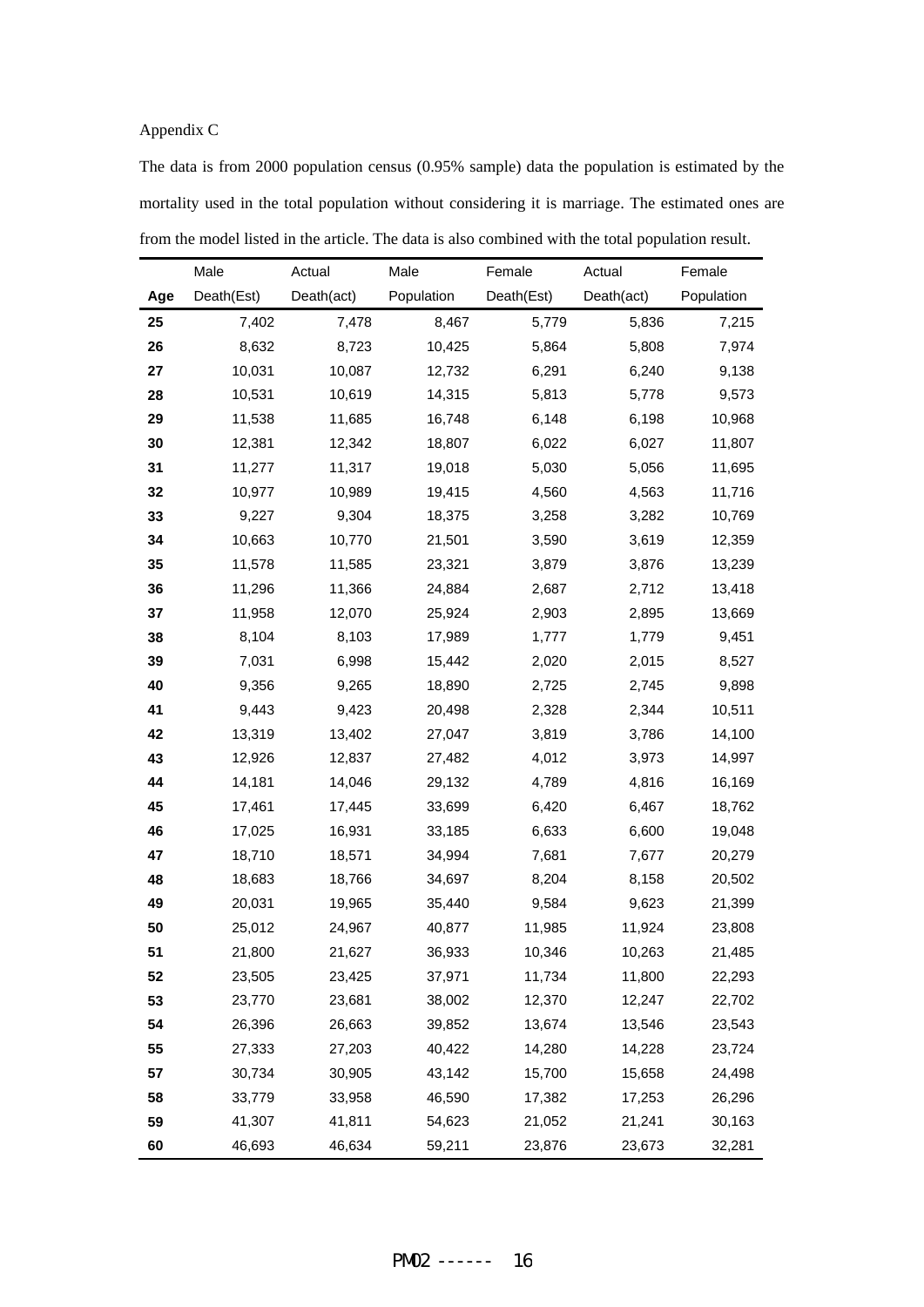Appendix C

The data is from 2000 population census (0.95% sample) data the population is estimated by the mortality used in the total population without considering it is marriage. The estimated ones are from the model listed in the article. The data is also combined with the total population result.

| Age | Male Death(Est) | Actual Death(act) | Male Population | Female Death(Est) | Actual Death(act) | Female Population |
|---|---|---|---|---|---|---|
| **25** | 7,402 | 7,478 | 8,467 | 5,779 | 5,836 | 7,215 |
| **26** | 8,632 | 8,723 | 10,425 | 5,864 | 5,808 | 7,974 |
| **27** | 10,031 | 10,087 | 12,732 | 6,291 | 6,240 | 9,138 |
| **28** | 10,531 | 10,619 | 14,315 | 5,813 | 5,778 | 9,573 |
| **29** | 11,538 | 11,685 | 16,748 | 6,148 | 6,198 | 10,968 |
| **30** | 12,381 | 12,342 | 18,807 | 6,022 | 6,027 | 11,807 |
| **31** | 11,277 | 11,317 | 19,018 | 5,030 | 5,056 | 11,695 |
| **32** | 10,977 | 10,989 | 19,415 | 4,560 | 4,563 | 11,716 |
| **33** | 9,227 | 9,304 | 18,375 | 3,258 | 3,282 | 10,769 |
| **34** | 10,663 | 10,770 | 21,501 | 3,590 | 3,619 | 12,359 |
| **35** | 11,578 | 11,585 | 23,321 | 3,879 | 3,876 | 13,239 |
| **36** | 11,296 | 11,366 | 24,884 | 2,687 | 2,712 | 13,418 |
| **37** | 11,958 | 12,070 | 25,924 | 2,903 | 2,895 | 13,669 |
| **38** | 8,104 | 8,103 | 17,989 | 1,777 | 1,779 | 9,451 |
| **39** | 7,031 | 6,998 | 15,442 | 2,020 | 2,015 | 8,527 |
| **40** | 9,356 | 9,265 | 18,890 | 2,725 | 2,745 | 9,898 |
| **41** | 9,443 | 9,423 | 20,498 | 2,328 | 2,344 | 10,511 |
| **42** | 13,319 | 13,402 | 27,047 | 3,819 | 3,786 | 14,100 |
| **43** | 12,926 | 12,837 | 27,482 | 4,012 | 3,973 | 14,997 |
| **44** | 14,181 | 14,046 | 29,132 | 4,789 | 4,816 | 16,169 |
| **45** | 17,461 | 17,445 | 33,699 | 6,420 | 6,467 | 18,762 |
| **46** | 17,025 | 16,931 | 33,185 | 6,633 | 6,600 | 19,048 |
| **47** | 18,710 | 18,571 | 34,994 | 7,681 | 7,677 | 20,279 |
| **48** | 18,683 | 18,766 | 34,697 | 8,204 | 8,158 | 20,502 |
| **49** | 20,031 | 19,965 | 35,440 | 9,584 | 9,623 | 21,399 |
| **50** | 25,012 | 24,967 | 40,877 | 11,985 | 11,924 | 23,808 |
| **51** | 21,800 | 21,627 | 36,933 | 10,346 | 10,263 | 21,485 |
| **52** | 23,505 | 23,425 | 37,971 | 11,734 | 11,800 | 22,293 |
| **53** | 23,770 | 23,681 | 38,002 | 12,370 | 12,247 | 22,702 |
| **54** | 26,396 | 26,663 | 39,852 | 13,674 | 13,546 | 23,543 |
| **55** | 27,333 | 27,203 | 40,422 | 14,280 | 14,228 | 23,724 |
| **57** | 30,734 | 30,905 | 43,142 | 15,700 | 15,658 | 24,498 |
| **58** | 33,779 | 33,958 | 46,590 | 17,382 | 17,253 | 26,296 |
| **59** | 41,307 | 41,811 | 54,623 | 21,052 | 21,241 | 30,163 |
| **60** | 46,693 | 46,634 | 59,211 | 23,876 | 23,673 | 32,281 |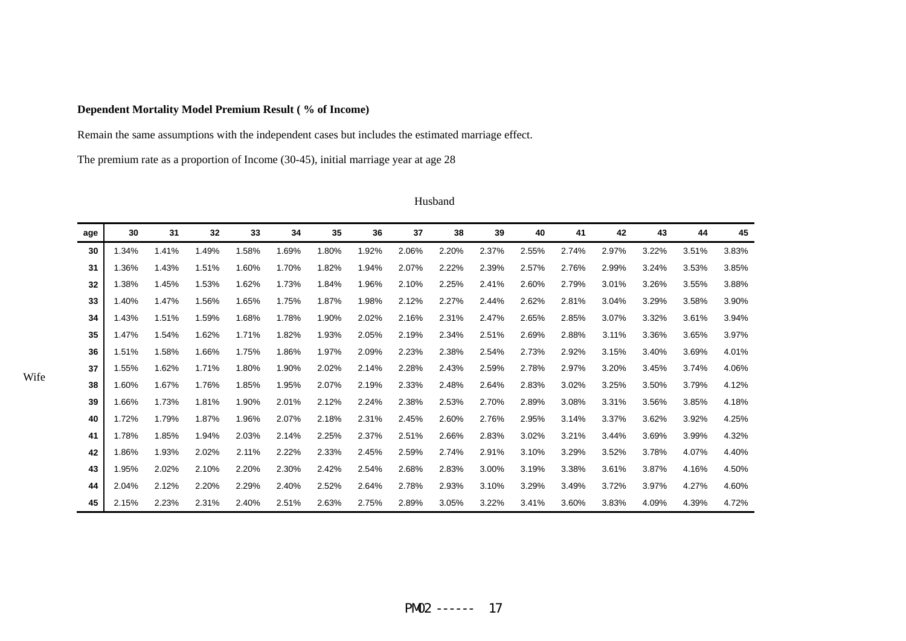**Dependent Mortality Model Premium Result ( % of Income)**

Remain the same assumptions with the independent cases but includes the estimated marriage effect.

The premium rate as a proportion of Income (30-45), initial marriage year at age 28

Husband

| | age | 30 | 31 | 32 | 33 | 34 | 35 | 36 | 37 | 38 | 39 | 40 | 41 | 42 | 43 | 44 | 45 |
|---|---|---|---|---|---|---|---|---|---|---|---|---|---|---|---|---|---|
| Wife | 30 | 1.34% | 1.41% | 1.49% | 1.58% | 1.69% | 1.80% | 1.92% | 2.06% | 2.20% | 2.37% | 2.55% | 2.74% | 2.97% | 3.22% | 3.51% | 3.83% |
| | 31 | 1.36% | 1.43% | 1.51% | 1.60% | 1.70% | 1.82% | 1.94% | 2.07% | 2.22% | 2.39% | 2.57% | 2.76% | 2.99% | 3.24% | 3.53% | 3.85% |
| | 32 | 1.38% | 1.45% | 1.53% | 1.62% | 1.73% | 1.84% | 1.96% | 2.10% | 2.25% | 2.41% | 2.60% | 2.79% | 3.01% | 3.26% | 3.55% | 3.88% |
| | 33 | 1.40% | 1.47% | 1.56% | 1.65% | 1.75% | 1.87% | 1.98% | 2.12% | 2.27% | 2.44% | 2.62% | 2.81% | 3.04% | 3.29% | 3.58% | 3.90% |
| | 34 | 1.43% | 1.51% | 1.59% | 1.68% | 1.78% | 1.90% | 2.02% | 2.16% | 2.31% | 2.47% | 2.65% | 2.85% | 3.07% | 3.32% | 3.61% | 3.94% |
| | 35 | 1.47% | 1.54% | 1.62% | 1.71% | 1.82% | 1.93% | 2.05% | 2.19% | 2.34% | 2.51% | 2.69% | 2.88% | 3.11% | 3.36% | 3.65% | 3.97% |
| | 36 | 1.51% | 1.58% | 1.66% | 1.75% | 1.86% | 1.97% | 2.09% | 2.23% | 2.38% | 2.54% | 2.73% | 2.92% | 3.15% | 3.40% | 3.69% | 4.01% |
| | 37 | 1.55% | 1.62% | 1.71% | 1.80% | 1.90% | 2.02% | 2.14% | 2.28% | 2.43% | 2.59% | 2.78% | 2.97% | 3.20% | 3.45% | 3.74% | 4.06% |
| | 38 | 1.60% | 1.67% | 1.76% | 1.85% | 1.95% | 2.07% | 2.19% | 2.33% | 2.48% | 2.64% | 2.83% | 3.02% | 3.25% | 3.50% | 3.79% | 4.12% |
| | 39 | 1.66% | 1.73% | 1.81% | 1.90% | 2.01% | 2.12% | 2.24% | 2.38% | 2.53% | 2.70% | 2.89% | 3.08% | 3.31% | 3.56% | 3.85% | 4.18% |
| | 40 | 1.72% | 1.79% | 1.87% | 1.96% | 2.07% | 2.18% | 2.31% | 2.45% | 2.60% | 2.76% | 2.95% | 3.14% | 3.37% | 3.62% | 3.92% | 4.25% |
| | 41 | 1.78% | 1.85% | 1.94% | 2.03% | 2.14% | 2.25% | 2.37% | 2.51% | 2.66% | 2.83% | 3.02% | 3.21% | 3.44% | 3.69% | 3.99% | 4.32% |
| | 42 | 1.86% | 1.93% | 2.02% | 2.11% | 2.22% | 2.33% | 2.45% | 2.59% | 2.74% | 2.91% | 3.10% | 3.29% | 3.52% | 3.78% | 4.07% | 4.40% |
| | 43 | 1.95% | 2.02% | 2.10% | 2.20% | 2.30% | 2.42% | 2.54% | 2.68% | 2.83% | 3.00% | 3.19% | 3.38% | 3.61% | 3.87% | 4.16% | 4.50% |
| | 44 | 2.04% | 2.12% | 2.20% | 2.29% | 2.40% | 2.52% | 2.64% | 2.78% | 2.93% | 3.10% | 3.29% | 3.49% | 3.72% | 3.97% | 4.27% | 4.60% |
| | 45 | 2.15% | 2.23% | 2.31% | 2.40% | 2.51% | 2.63% | 2.75% | 2.89% | 3.05% | 3.22% | 3.41% | 3.60% | 3.83% | 4.09% | 4.39% | 4.72% |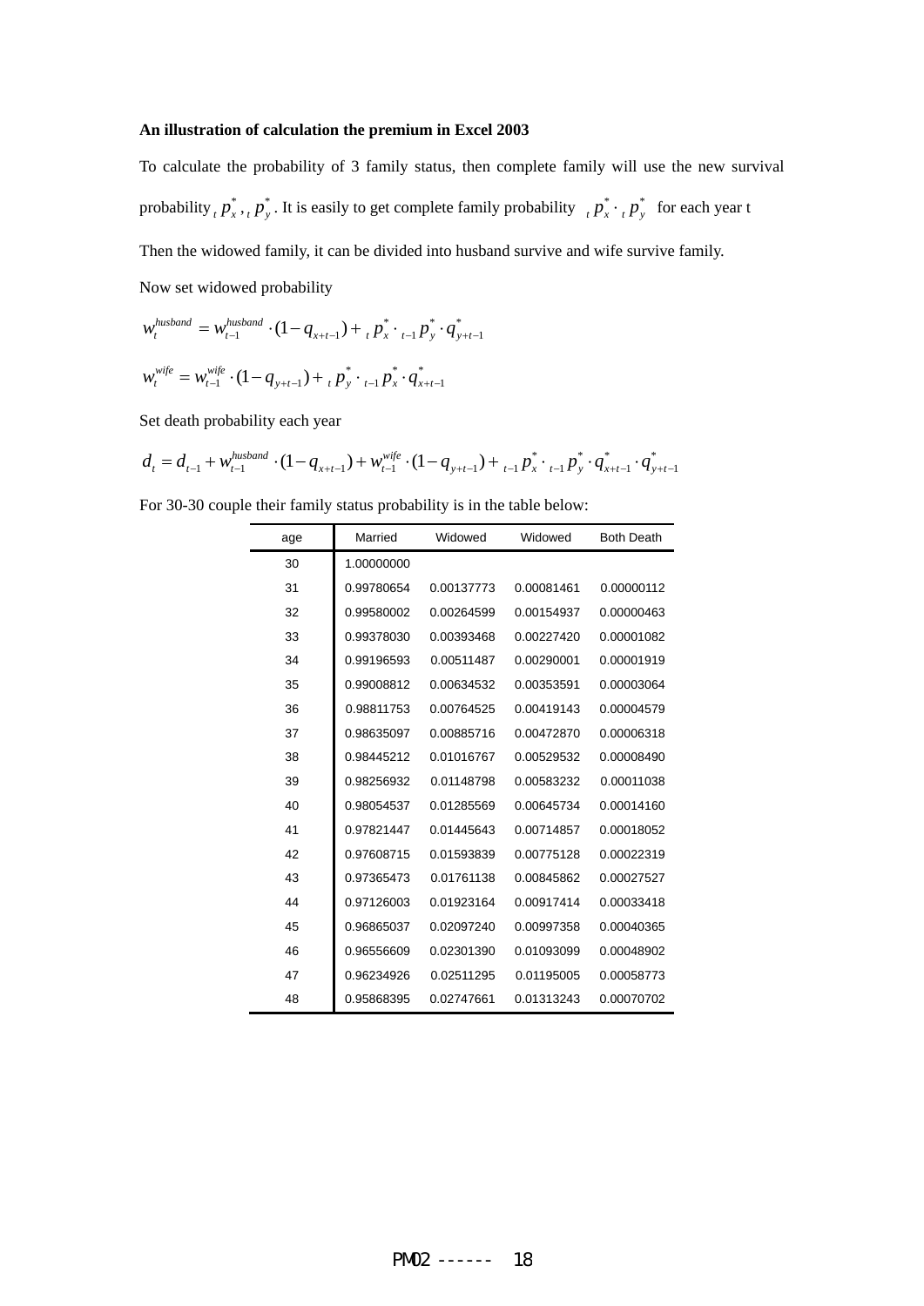**An illustration of calculation the premium in Excel 2003**

To calculate the probability of 3 family status, then complete family will use the new survival probability ${}_tp_x^*$, ${}_tp_y^*$. It is easily to get complete family probability ${}_tp_x^* \cdot {}_tp_y^*$ for each year t

Then the widowed family, it can be divided into husband survive and wife survive family.

Now set widowed probability

$$w_t^{husband} = w_{t-1}^{husband} \cdot (1 - q_{x+t-1}) + {}_tp_x^* \cdot {}_{t-1}p_y^* \cdot q_{y+t-1}^*$$

$$w_t^{wife} = w_{t-1}^{wife} \cdot (1 - q_{y+t-1}) + {}_tp_y^* \cdot {}_{t-1}p_x^* \cdot q_{x+t-1}^*$$

Set death probability each year

$$d_t = d_{t-1} + w_{t-1}^{husband} \cdot (1 - q_{x+t-1}) + w_{t-1}^{wife} \cdot (1 - q_{y+t-1}) + {}_{t-1}p_x^* \cdot {}_{t-1}p_y^* \cdot q_{x+t-1}^* \cdot q_{y+t-1}^*$$

For 30-30 couple their family status probability is in the table below:

| age | Married | Widowed | Widowed | Both Death |
|---|---|---|---|---|
| 30 | 1.00000000 | | | |
| 31 | 0.99780654 | 0.00137773 | 0.00081461 | 0.00000112 |
| 32 | 0.99580002 | 0.00264599 | 0.00154937 | 0.00000463 |
| 33 | 0.99378030 | 0.00393468 | 0.00227420 | 0.00001082 |
| 34 | 0.99196593 | 0.00511487 | 0.00290001 | 0.00001919 |
| 35 | 0.99008812 | 0.00634532 | 0.00353591 | 0.00003064 |
| 36 | 0.98811753 | 0.00764525 | 0.00419143 | 0.00004579 |
| 37 | 0.98635097 | 0.00885716 | 0.00472870 | 0.00006318 |
| 38 | 0.98445212 | 0.01016767 | 0.00529532 | 0.00008490 |
| 39 | 0.98256932 | 0.01148798 | 0.00583232 | 0.00011038 |
| 40 | 0.98054537 | 0.01285569 | 0.00645734 | 0.00014160 |
| 41 | 0.97821447 | 0.01445643 | 0.00714857 | 0.00018052 |
| 42 | 0.97608715 | 0.01593839 | 0.00775128 | 0.00022319 |
| 43 | 0.97365473 | 0.01761138 | 0.00845862 | 0.00027527 |
| 44 | 0.97126003 | 0.01923164 | 0.00917414 | 0.00033418 |
| 45 | 0.96865037 | 0.02097240 | 0.00997358 | 0.00040365 |
| 46 | 0.96556609 | 0.02301390 | 0.01093099 | 0.00048902 |
| 47 | 0.96234926 | 0.02511295 | 0.01195005 | 0.00058773 |
| 48 | 0.95868395 | 0.02747661 | 0.01313243 | 0.00070702 |